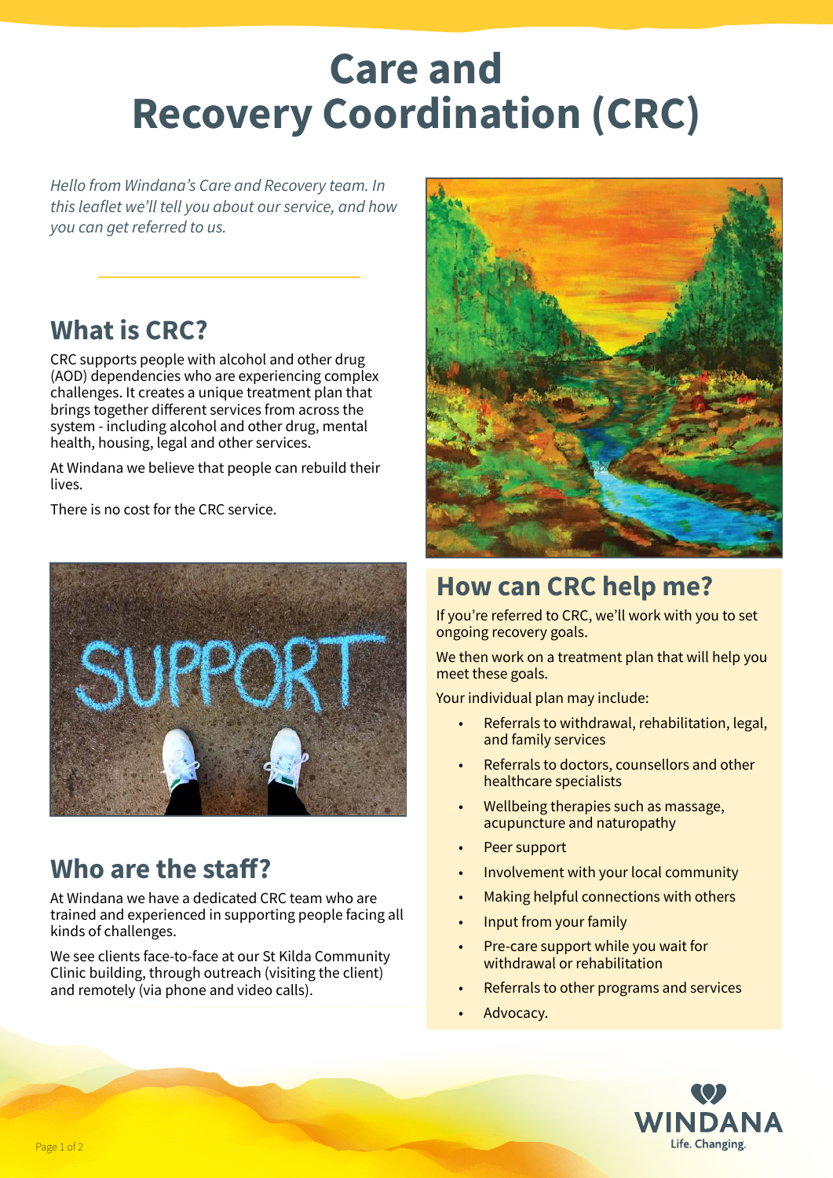# Care and Recovery Coordination (CRC)

*Hello from Windana's Care and Recovery team. In this leaflet we'll tell you about our service, and how you can get referred to us.*

## What is CRC?

CRC supports people with alcohol and other drug (AOD) dependencies who are experiencing complex challenges. It creates a unique treatment plan that brings together different services from across the system - including alcohol and other drug, mental health, housing, legal and other services.

At Windana we believe that people can rebuild their lives.

There is no cost for the CRC service.

## Who are the staff?

At Windana we have a dedicated CRC team who are trained and experienced in supporting people facing all kinds of challenges.

We see clients face-to-face at our St Kilda Community Clinic building, through outreach (visiting the client) and remotely (via phone and video calls).

## How can CRC help me?

If you're referred to CRC, we'll work with you to set ongoing recovery goals.

We then work on a treatment plan that will help you meet these goals.

Your individual plan may include:

- Referrals to withdrawal, rehabilitation, legal, and family services
- Referrals to doctors, counsellors and other healthcare specialists
- Wellbeing therapies such as massage, acupuncture and naturopathy
- Peer support
- Involvement with your local community
- Making helpful connections with others
- Input from your family
- Pre-care support while you wait for withdrawal or rehabilitation
- Referrals to other programs and services
- Advocacy.

WINDANA Life. Changing.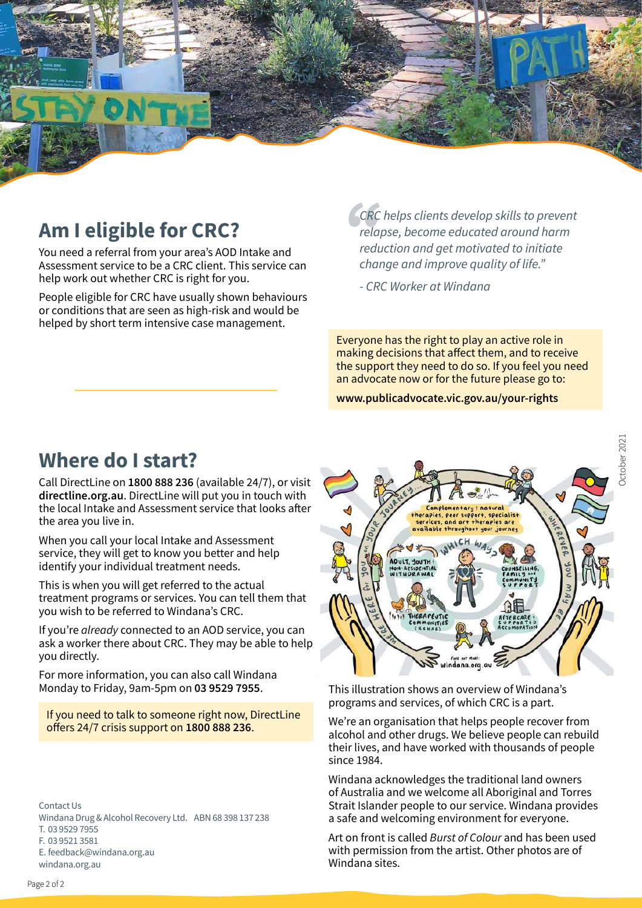## Am I eligible for CRC?

You need a referral from your area's AOD Intake and Assessment service to be a CRC client. This service can help work out whether CRC is right for you.

People eligible for CRC have usually shown behaviours or conditions that are seen as high-risk and would be helped by short term intensive case management.

> *"CRC helps clients develop skills to prevent relapse, become educated around harm reduction and get motivated to initiate change and improve quality of life."*
>
> *- CRC Worker at Windana*

Everyone has the right to play an active role in making decisions that affect them, and to receive the support they need to do so. If you feel you need an advocate now or for the future please go to:

**www.publicadvocate.vic.gov.au/your-rights**

## Where do I start?

Call DirectLine on **1800 888 236** (available 24/7), or visit **directline.org.au**. DirectLine will put you in touch with the local Intake and Assessment service that looks after the area you live in.

When you call your local Intake and Assessment service, they will get to know you better and help identify your individual treatment needs.

This is when you will get referred to the actual treatment programs or services. You can tell them that you wish to be referred to Windana's CRC.

If you're *already* connected to an AOD service, you can ask a worker there about CRC. They may be able to help you directly.

For more information, you can also call Windana Monday to Friday, 9am-5pm on **03 9529 7955**.

If you need to talk to someone right now, DirectLine offers 24/7 crisis support on **1800 888 236**.

This illustration shows an overview of Windana's programs and services, of which CRC is a part.

We're an organisation that helps people recover from alcohol and other drugs. We believe people can rebuild their lives, and have worked with thousands of people since 1984.

Windana acknowledges the traditional land owners of Australia and we welcome all Aboriginal and Torres Strait Islander people to our service. Windana provides a safe and welcoming environment for everyone.

Art on front is called *Burst of Colour* and has been used with permission from the artist. Other photos are of Windana sites.

Contact Us
Windana Drug & Alcohol Recovery Ltd. ABN 68 398 137 238
T. 03 9529 7955
F. 03 9521 3581
E. feedback@windana.org.au
windana.org.au

October 2021